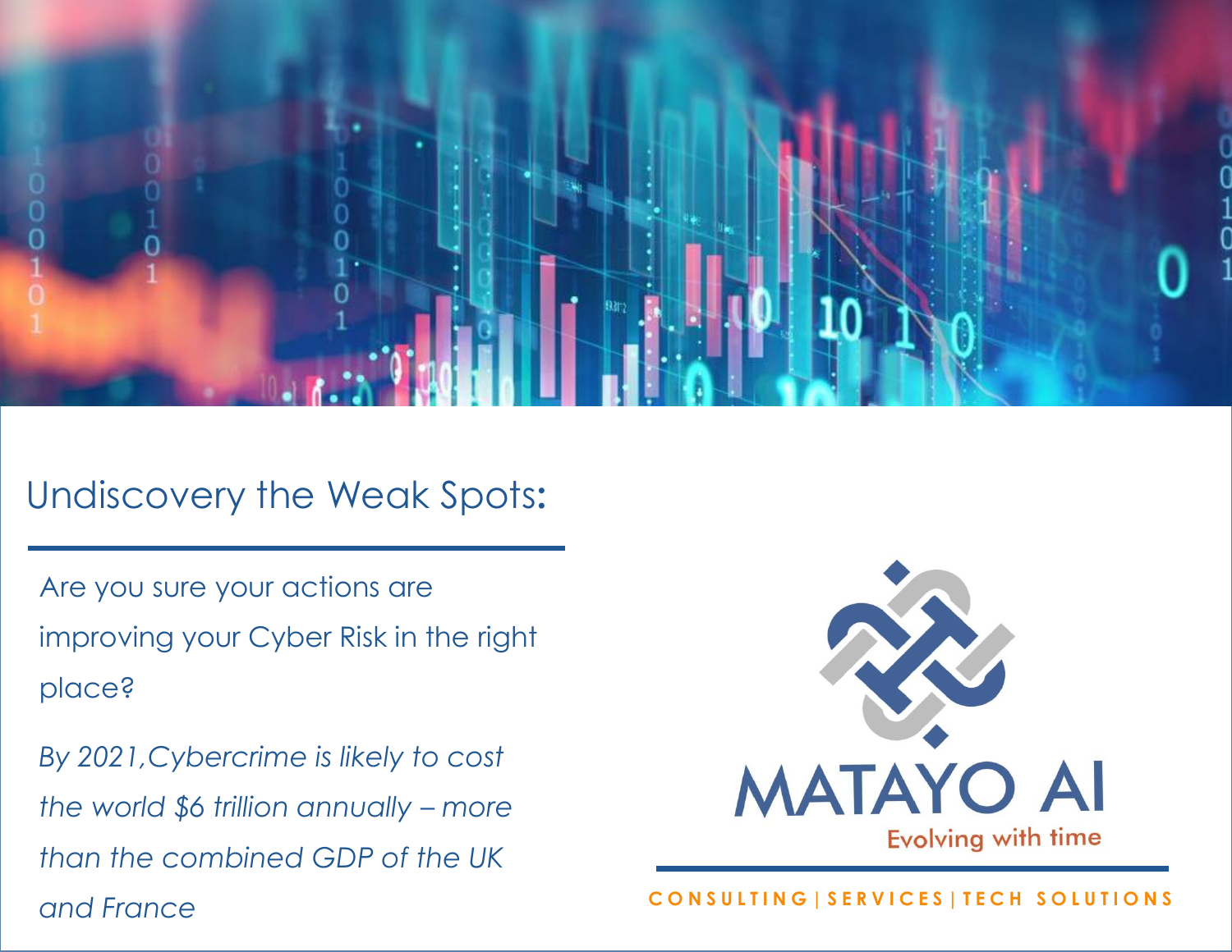## Undiscovery the Weak Spots:

Are you sure your actions are improving your Cyber Risk in the right place?

*By 2021,Cybercrime is likely to cost the world $6 trillion annually – more than the combined GDP of the UK and France*

MATAYO AI

Evolving with time

CONSULTING | SERVICES | TECH SOLUTIONS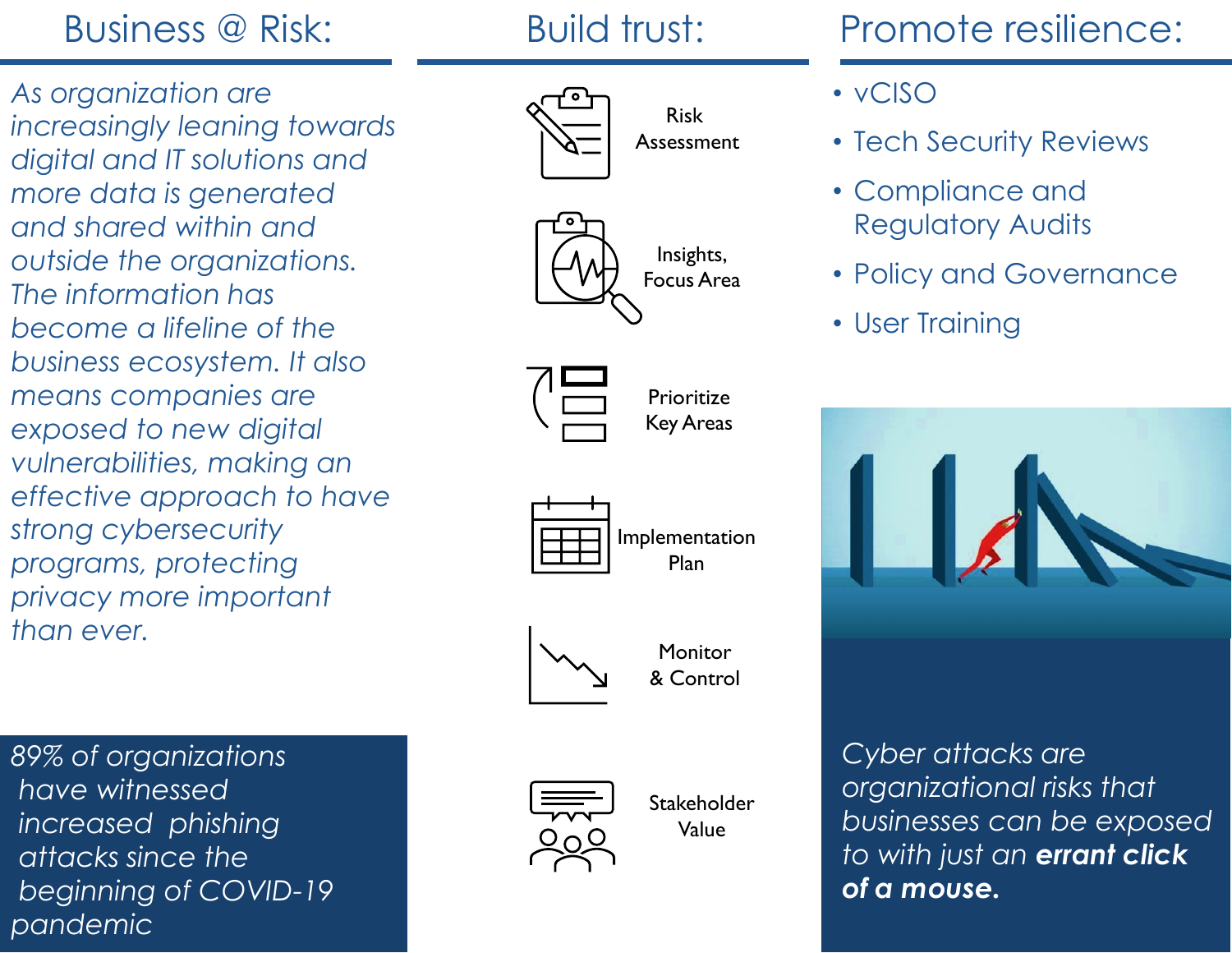## Business @ Risk:

*As organization are increasingly leaning towards digital and IT solutions and more data is generated and shared within and outside the organizations. The information has become a lifeline of the business ecosystem. It also means companies are exposed to new digital vulnerabilities, making an effective approach to have strong cybersecurity programs, protecting privacy more important than ever.*

*89% of organizations have witnessed increased phishing attacks since the beginning of COVID-19 pandemic*

## Build trust:

- Risk Assessment
- Insights, Focus Area
- Prioritize Key Areas
- Implementation Plan
- Monitor & Control
- Stakeholder Value

## Promote resilience:

- vCISO
- Tech Security Reviews
- Compliance and Regulatory Audits
- Policy and Governance
- User Training

*Cyber attacks are organizational risks that businesses can be exposed to with just an* ***errant click of a mouse.***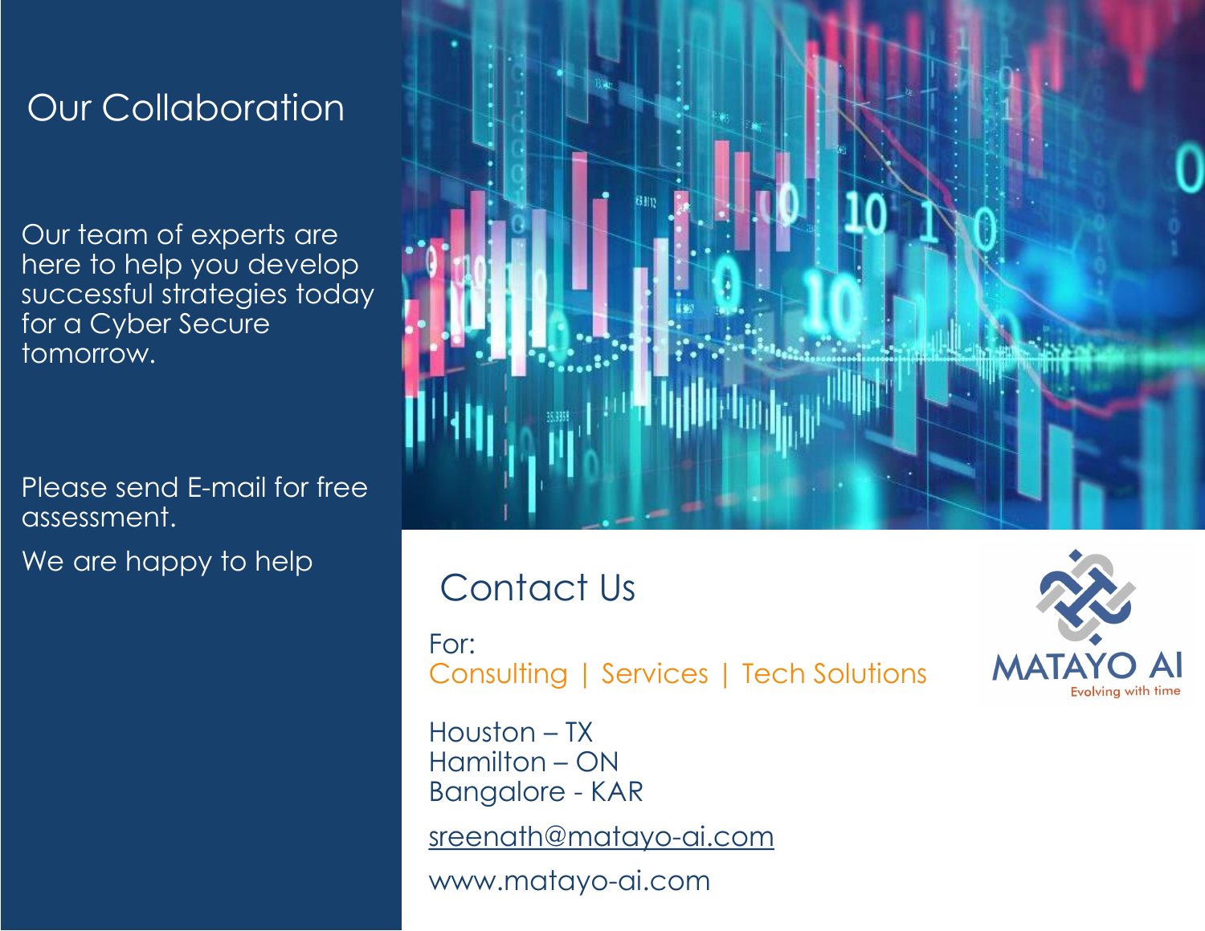## Our Collaboration

Our team of experts are here to help you develop successful strategies today for a Cyber Secure tomorrow.

Please send E-mail for free assessment.

We are happy to help

## Contact Us

For:
Consulting | Services | Tech Solutions

Houston – TX
Hamilton – ON
Bangalore - KAR

sreenath@matayo-ai.com

www.matayo-ai.com

MATAYO AI
Evolving with time